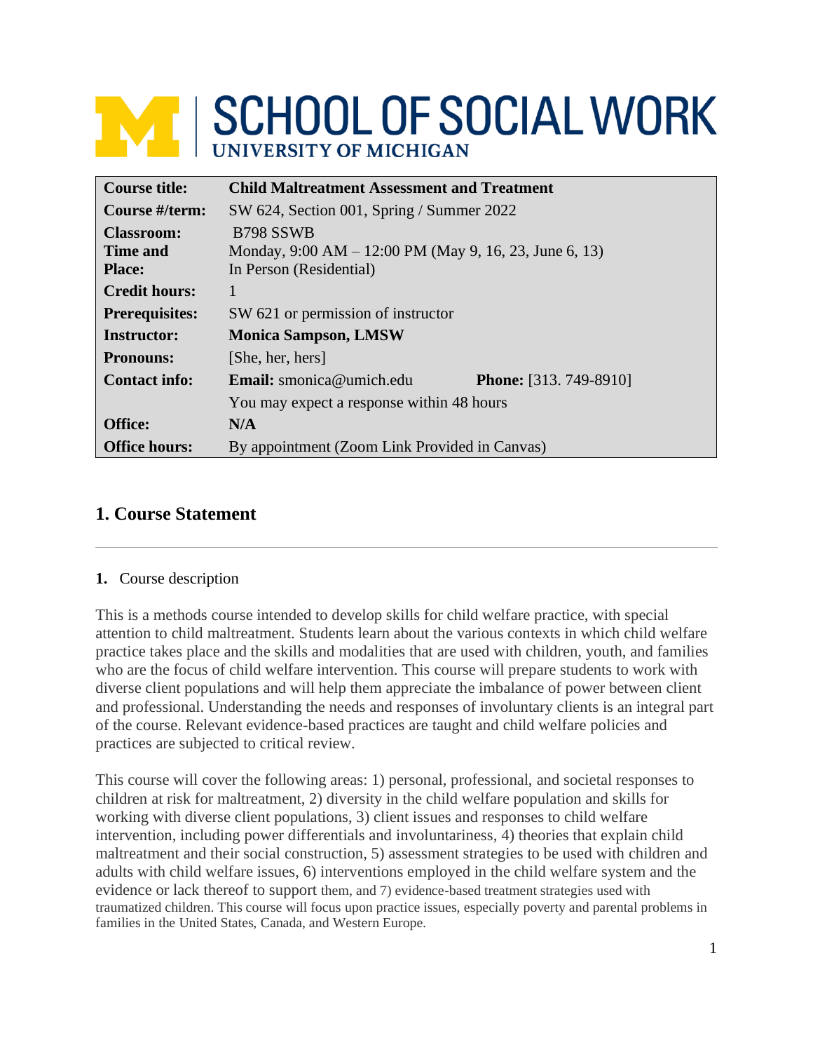# SCHOOL OF SOCIAL WORK
UNIVERSITY OF MICHIGAN

| | |
|---|---|
| **Course title:** | **Child Maltreatment Assessment and Treatment** |
| **Course #/term:** | SW 624, Section 001, Spring / Summer 2022 |
| **Classroom: Time and Place:** | B798 SSWB<br>Monday, 9:00 AM – 12:00 PM (May 9, 16, 23, June 6, 13)<br>In Person (Residential) |
| **Credit hours:** | 1 |
| **Prerequisites:** | SW 621 or permission of instructor |
| **Instructor:** | **Monica Sampson, LMSW** |
| **Pronouns:** | [She, her, hers] |
| **Contact info:** | **Email:** smonica@umich.edu **Phone:** [313. 749-8910]<br>You may expect a response within 48 hours |
| **Office:** | **N/A** |
| **Office hours:** | By appointment (Zoom Link Provided in Canvas) |

## 1. Course Statement

**1.** Course description

This is a methods course intended to develop skills for child welfare practice, with special attention to child maltreatment. Students learn about the various contexts in which child welfare practice takes place and the skills and modalities that are used with children, youth, and families who are the focus of child welfare intervention. This course will prepare students to work with diverse client populations and will help them appreciate the imbalance of power between client and professional. Understanding the needs and responses of involuntary clients is an integral part of the course. Relevant evidence-based practices are taught and child welfare policies and practices are subjected to critical review.

This course will cover the following areas: 1) personal, professional, and societal responses to children at risk for maltreatment, 2) diversity in the child welfare population and skills for working with diverse client populations, 3) client issues and responses to child welfare intervention, including power differentials and involuntariness, 4) theories that explain child maltreatment and their social construction, 5) assessment strategies to be used with children and adults with child welfare issues, 6) interventions employed in the child welfare system and the evidence or lack thereof to support them, and 7) evidence-based treatment strategies used with traumatized children. This course will focus upon practice issues, especially poverty and parental problems in families in the United States, Canada, and Western Europe.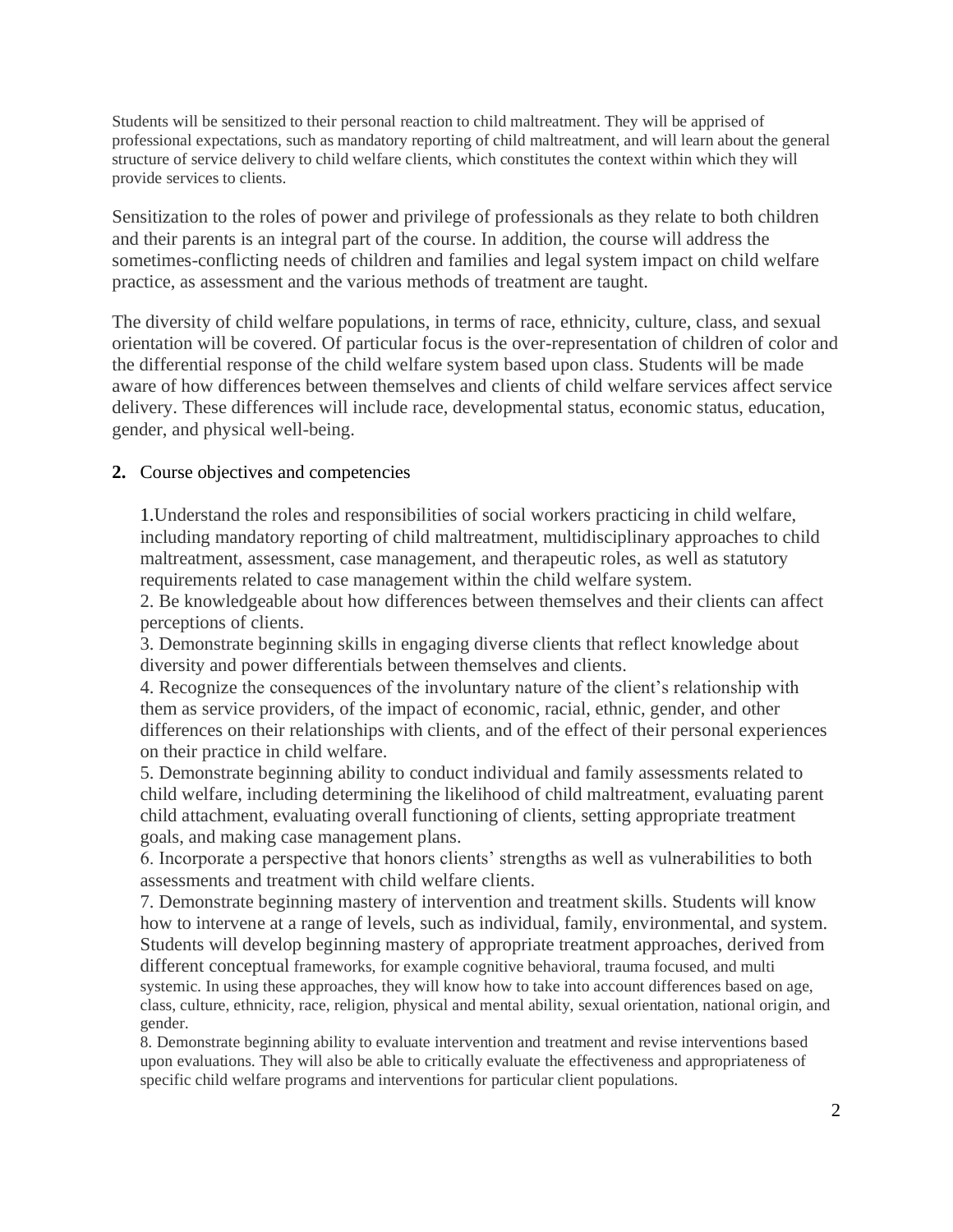Students will be sensitized to their personal reaction to child maltreatment. They will be apprised of professional expectations, such as mandatory reporting of child maltreatment, and will learn about the general structure of service delivery to child welfare clients, which constitutes the context within which they will provide services to clients.

Sensitization to the roles of power and privilege of professionals as they relate to both children and their parents is an integral part of the course. In addition, the course will address the sometimes-conflicting needs of children and families and legal system impact on child welfare practice, as assessment and the various methods of treatment are taught.

The diversity of child welfare populations, in terms of race, ethnicity, culture, class, and sexual orientation will be covered. Of particular focus is the over-representation of children of color and the differential response of the child welfare system based upon class. Students will be made aware of how differences between themselves and clients of child welfare services affect service delivery. These differences will include race, developmental status, economic status, education, gender, and physical well-being.

**2.** Course objectives and competencies

1.Understand the roles and responsibilities of social workers practicing in child welfare, including mandatory reporting of child maltreatment, multidisciplinary approaches to child maltreatment, assessment, case management, and therapeutic roles, as well as statutory requirements related to case management within the child welfare system.
2. Be knowledgeable about how differences between themselves and their clients can affect perceptions of clients.
3. Demonstrate beginning skills in engaging diverse clients that reflect knowledge about diversity and power differentials between themselves and clients.
4. Recognize the consequences of the involuntary nature of the client's relationship with them as service providers, of the impact of economic, racial, ethnic, gender, and other differences on their relationships with clients, and of the effect of their personal experiences on their practice in child welfare.
5. Demonstrate beginning ability to conduct individual and family assessments related to child welfare, including determining the likelihood of child maltreatment, evaluating parent child attachment, evaluating overall functioning of clients, setting appropriate treatment goals, and making case management plans.
6. Incorporate a perspective that honors clients' strengths as well as vulnerabilities to both assessments and treatment with child welfare clients.
7. Demonstrate beginning mastery of intervention and treatment skills. Students will know how to intervene at a range of levels, such as individual, family, environmental, and system. Students will develop beginning mastery of appropriate treatment approaches, derived from different conceptual frameworks, for example cognitive behavioral, trauma focused, and multi systemic. In using these approaches, they will know how to take into account differences based on age, class, culture, ethnicity, race, religion, physical and mental ability, sexual orientation, national origin, and gender.
8. Demonstrate beginning ability to evaluate intervention and treatment and revise interventions based upon evaluations. They will also be able to critically evaluate the effectiveness and appropriateness of specific child welfare programs and interventions for particular client populations.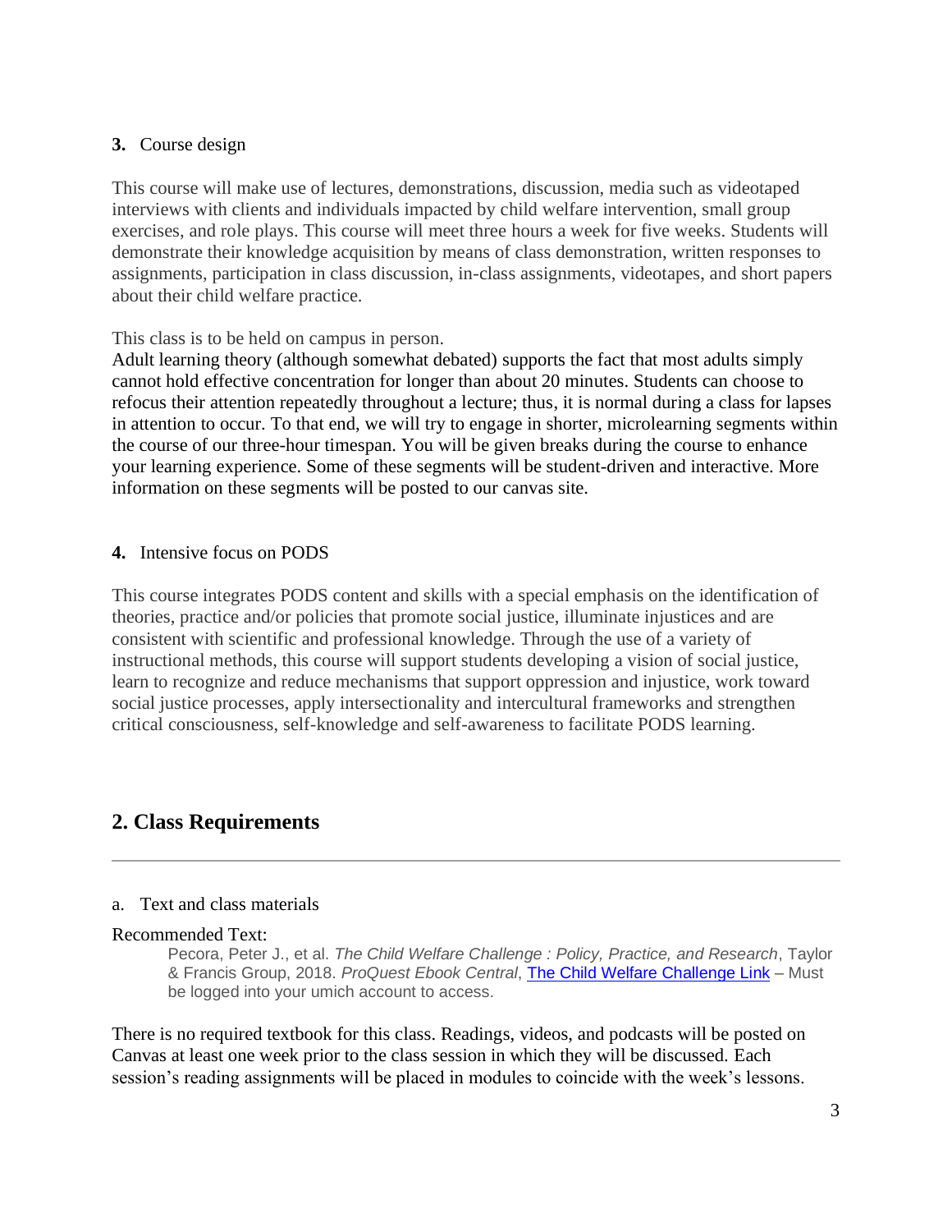**3.** Course design

This course will make use of lectures, demonstrations, discussion, media such as videotaped interviews with clients and individuals impacted by child welfare intervention, small group exercises, and role plays. This course will meet three hours a week for five weeks. Students will demonstrate their knowledge acquisition by means of class demonstration, written responses to assignments, participation in class discussion, in-class assignments, videotapes, and short papers about their child welfare practice.

This class is to be held on campus in person.
Adult learning theory (although somewhat debated) supports the fact that most adults simply cannot hold effective concentration for longer than about 20 minutes. Students can choose to refocus their attention repeatedly throughout a lecture; thus, it is normal during a class for lapses in attention to occur. To that end, we will try to engage in shorter, microlearning segments within the course of our three-hour timespan. You will be given breaks during the course to enhance your learning experience. Some of these segments will be student-driven and interactive. More information on these segments will be posted to our canvas site.

**4.** Intensive focus on PODS

This course integrates PODS content and skills with a special emphasis on the identification of theories, practice and/or policies that promote social justice, illuminate injustices and are consistent with scientific and professional knowledge. Through the use of a variety of instructional methods, this course will support students developing a vision of social justice, learn to recognize and reduce mechanisms that support oppression and injustice, work toward social justice processes, apply intersectionality and intercultural frameworks and strengthen critical consciousness, self-knowledge and self-awareness to facilitate PODS learning.

## 2. Class Requirements

---

a. Text and class materials

Recommended Text:

> Pecora, Peter J., et al. *The Child Welfare Challenge : Policy, Practice, and Research*, Taylor & Francis Group, 2018. *ProQuest Ebook Central*, The Child Welfare Challenge Link – Must be logged into your umich account to access.

There is no required textbook for this class. Readings, videos, and podcasts will be posted on Canvas at least one week prior to the class session in which they will be discussed. Each session's reading assignments will be placed in modules to coincide with the week's lessons.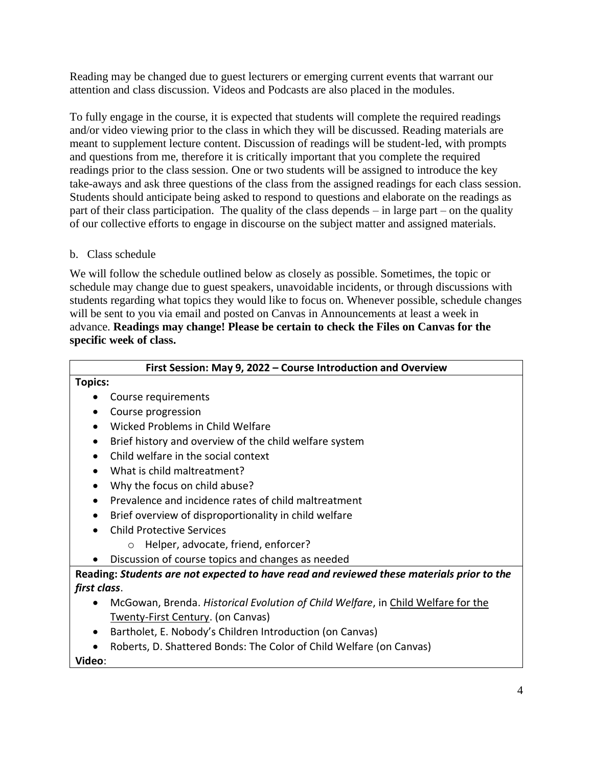Reading may be changed due to guest lecturers or emerging current events that warrant our attention and class discussion. Videos and Podcasts are also placed in the modules.

To fully engage in the course, it is expected that students will complete the required readings and/or video viewing prior to the class in which they will be discussed. Reading materials are meant to supplement lecture content. Discussion of readings will be student-led, with prompts and questions from me, therefore it is critically important that you complete the required readings prior to the class session. One or two students will be assigned to introduce the key take-aways and ask three questions of the class from the assigned readings for each class session. Students should anticipate being asked to respond to questions and elaborate on the readings as part of their class participation. The quality of the class depends – in large part – on the quality of our collective efforts to engage in discourse on the subject matter and assigned materials.

b. Class schedule

We will follow the schedule outlined below as closely as possible. Sometimes, the topic or schedule may change due to guest speakers, unavoidable incidents, or through discussions with students regarding what topics they would like to focus on. Whenever possible, schedule changes will be sent to you via email and posted on Canvas in Announcements at least a week in advance. **Readings may change! Please be certain to check the Files on Canvas for the specific week of class.**

**First Session: May 9, 2022 – Course Introduction and Overview**

**Topics:**

- Course requirements
- Course progression
- Wicked Problems in Child Welfare
- Brief history and overview of the child welfare system
- Child welfare in the social context
- What is child maltreatment?
- Why the focus on child abuse?
- Prevalence and incidence rates of child maltreatment
- Brief overview of disproportionality in child welfare
- Child Protective Services
    - Helper, advocate, friend, enforcer?
- Discussion of course topics and changes as needed

**Reading:** ***Students are not expected to have read and reviewed these materials prior to the first class*.**

- McGowan, Brenda. *Historical Evolution of Child Welfare*, in Child Welfare for the Twenty-First Century. (on Canvas)
- Bartholet, E. Nobody's Children Introduction (on Canvas)
- Roberts, D. Shattered Bonds: The Color of Child Welfare (on Canvas)

**Video**: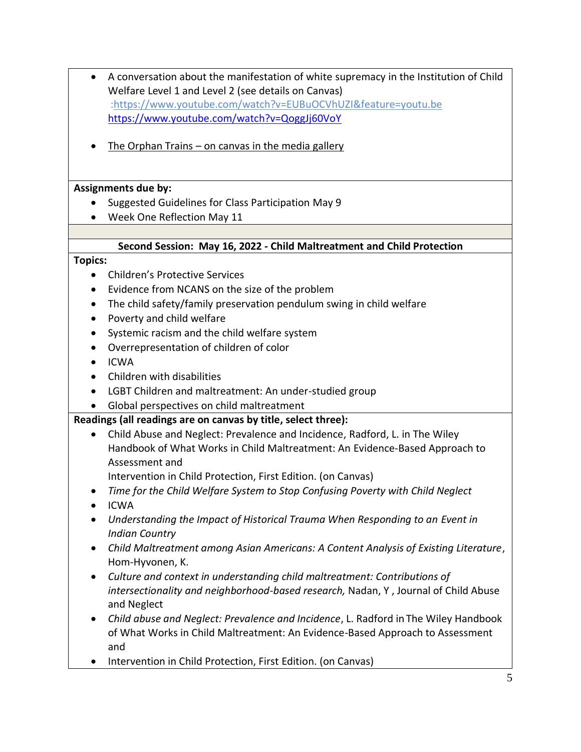- A conversation about the manifestation of white supremacy in the Institution of Child Welfare Level 1 and Level 2 (see details on Canvas) :https://www.youtube.com/watch?v=EUBuOCVhUZI&feature=youtu.be https://www.youtube.com/watch?v=QoggJj60VoY

- The Orphan Trains – on canvas in the media gallery

**Assignments due by:**

- Suggested Guidelines for Class Participation May 9
- Week One Reflection May 11

**Second Session: May 16, 2022 - Child Maltreatment and Child Protection**

**Topics:**

- Children's Protective Services
- Evidence from NCANS on the size of the problem
- The child safety/family preservation pendulum swing in child welfare
- Poverty and child welfare
- Systemic racism and the child welfare system
- Overrepresentation of children of color
- ICWA
- Children with disabilities
- LGBT Children and maltreatment: An under-studied group
- Global perspectives on child maltreatment

**Readings (all readings are on canvas by title, select three):**

- Child Abuse and Neglect: Prevalence and Incidence, Radford, L. in The Wiley Handbook of What Works in Child Maltreatment: An Evidence-Based Approach to Assessment and
  Intervention in Child Protection, First Edition. (on Canvas)
- *Time for the Child Welfare System to Stop Confusing Poverty with Child Neglect*
- ICWA
- *Understanding the Impact of Historical Trauma When Responding to an Event in Indian Country*
- *Child Maltreatment among Asian Americans: A Content Analysis of Existing Literature*, Hom-Hyvonen, K.
- *Culture and context in understanding child maltreatment: Contributions of intersectionality and neighborhood-based research,* Nadan, Y , Journal of Child Abuse and Neglect
- *Child abuse and Neglect: Prevalence and Incidence*, L. Radford in The Wiley Handbook of What Works in Child Maltreatment: An Evidence-Based Approach to Assessment and
- Intervention in Child Protection, First Edition. (on Canvas)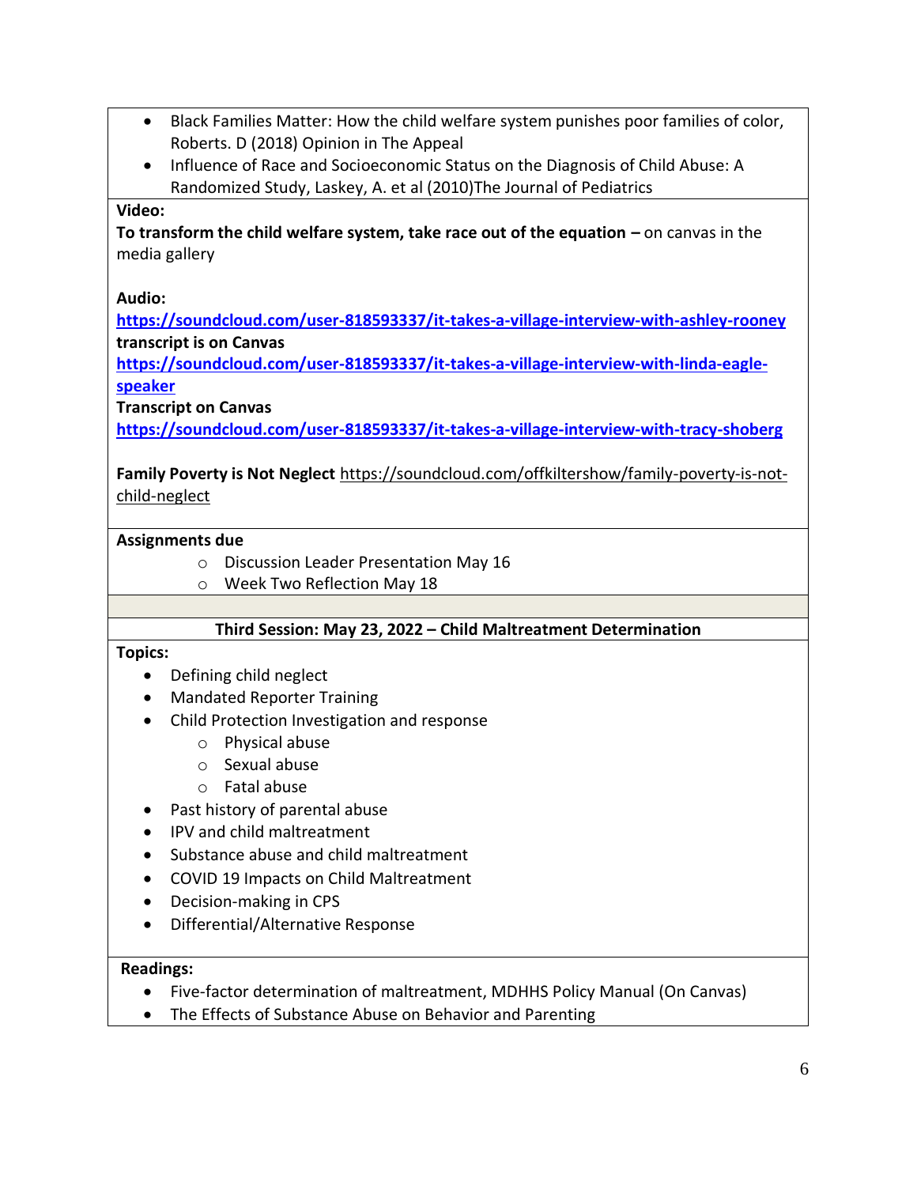- Black Families Matter: How the child welfare system punishes poor families of color, Roberts. D (2018) Opinion in The Appeal
- Influence of Race and Socioeconomic Status on the Diagnosis of Child Abuse: A Randomized Study, Laskey, A. et al (2010)The Journal of Pediatrics

**Video:**

**To transform the child welfare system, take race out of the equation –** on canvas in the media gallery

**Audio:**

**https://soundcloud.com/user-818593337/it-takes-a-village-interview-with-ashley-rooney**
**transcript is on Canvas**
**https://soundcloud.com/user-818593337/it-takes-a-village-interview-with-linda-eagle-speaker**
**Transcript on Canvas**
**https://soundcloud.com/user-818593337/it-takes-a-village-interview-with-tracy-shoberg**

**Family Poverty is Not Neglect** https://soundcloud.com/offkiltershow/family-poverty-is-not-child-neglect

**Assignments due**

- Discussion Leader Presentation May 16
- Week Two Reflection May 18

### Third Session: May 23, 2022 – Child Maltreatment Determination

**Topics:**

- Defining child neglect
- Mandated Reporter Training
- Child Protection Investigation and response
  - Physical abuse
  - Sexual abuse
  - Fatal abuse
- Past history of parental abuse
- IPV and child maltreatment
- Substance abuse and child maltreatment
- COVID 19 Impacts on Child Maltreatment
- Decision-making in CPS
- Differential/Alternative Response

**Readings:**

- Five-factor determination of maltreatment, MDHHS Policy Manual (On Canvas)
- The Effects of Substance Abuse on Behavior and Parenting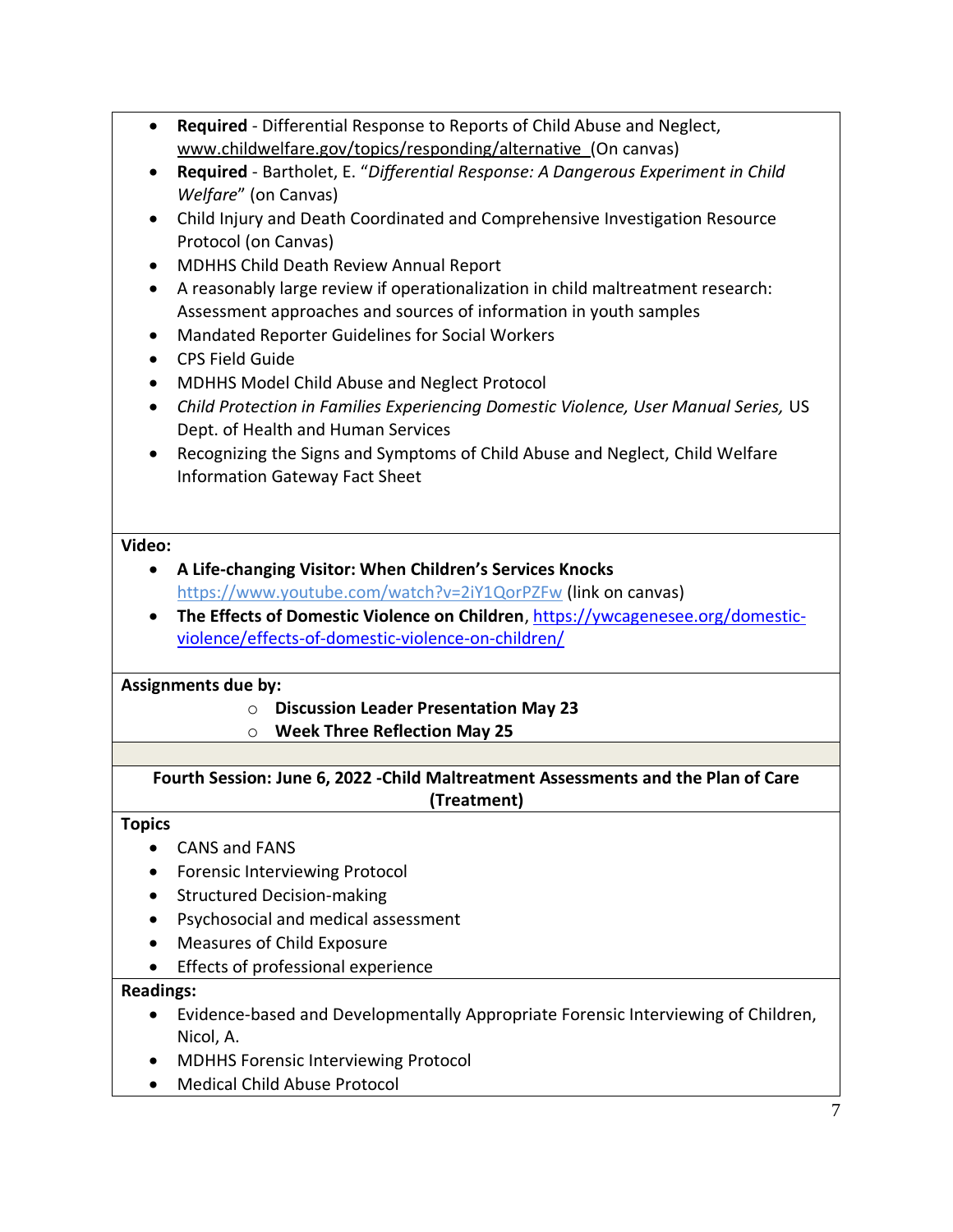- **Required** - Differential Response to Reports of Child Abuse and Neglect, www.childwelfare.gov/topics/responding/alternative (On canvas)
- **Required** - Bartholet, E. "*Differential Response: A Dangerous Experiment in Child Welfare*" (on Canvas)
- Child Injury and Death Coordinated and Comprehensive Investigation Resource Protocol (on Canvas)
- MDHHS Child Death Review Annual Report
- A reasonably large review if operationalization in child maltreatment research: Assessment approaches and sources of information in youth samples
- Mandated Reporter Guidelines for Social Workers
- CPS Field Guide
- MDHHS Model Child Abuse and Neglect Protocol
- *Child Protection in Families Experiencing Domestic Violence, User Manual Series,* US Dept. of Health and Human Services
- Recognizing the Signs and Symptoms of Child Abuse and Neglect, Child Welfare Information Gateway Fact Sheet

**Video:**

- **A Life-changing Visitor: When Children's Services Knocks** https://www.youtube.com/watch?v=2iY1QorPZFw (link on canvas)
- **The Effects of Domestic Violence on Children**, https://ywcagenesee.org/domestic-violence/effects-of-domestic-violence-on-children/

**Assignments due by:**

- **Discussion Leader Presentation May 23**
- **Week Three Reflection May 25**

**Fourth Session: June 6, 2022 -Child Maltreatment Assessments and the Plan of Care (Treatment)**

**Topics**

- CANS and FANS
- Forensic Interviewing Protocol
- Structured Decision-making
- Psychosocial and medical assessment
- Measures of Child Exposure
- Effects of professional experience

**Readings:**

- Evidence-based and Developmentally Appropriate Forensic Interviewing of Children, Nicol, A.
- MDHHS Forensic Interviewing Protocol
- Medical Child Abuse Protocol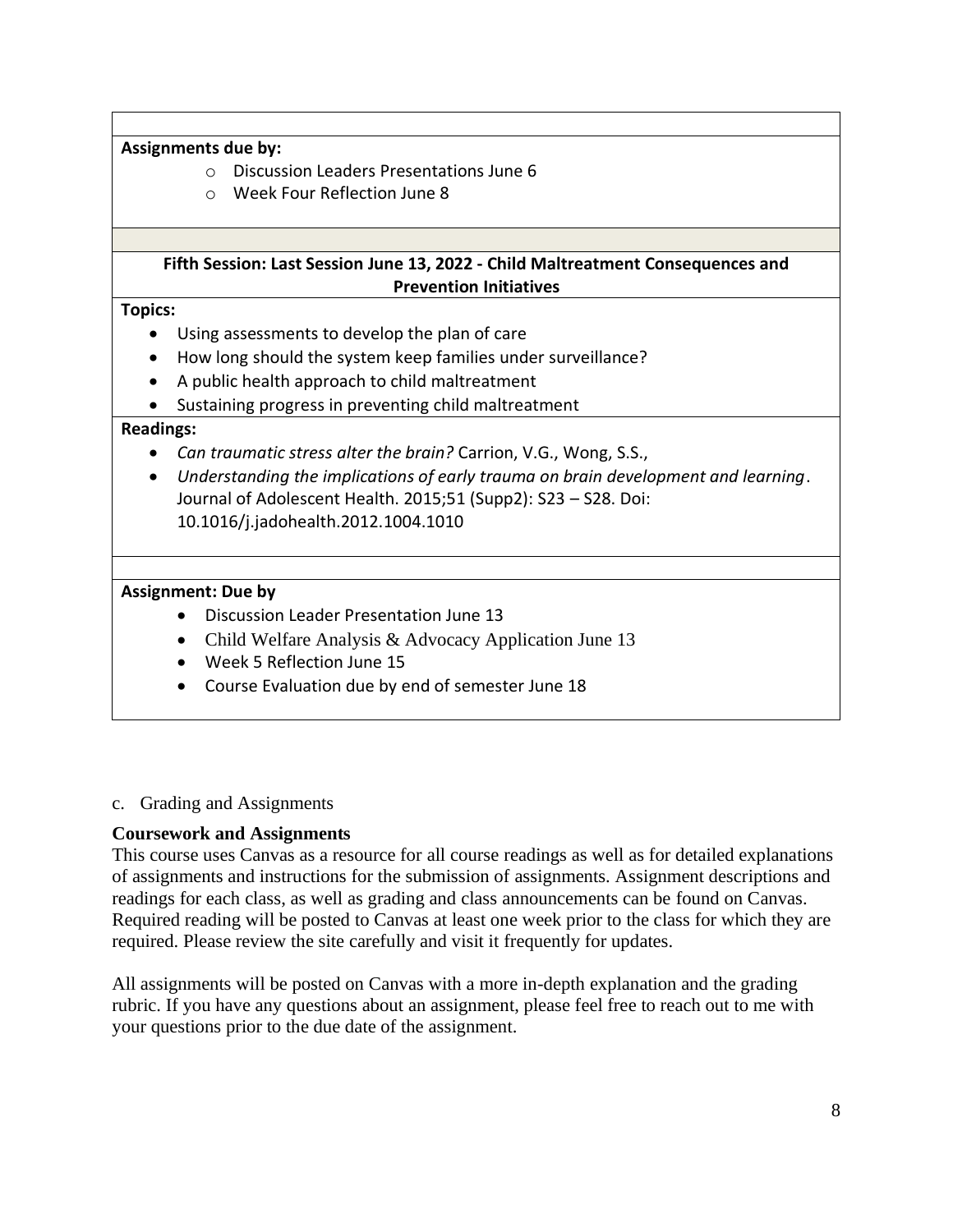**Assignments due by:**

- Discussion Leaders Presentations June 6
- Week Four Reflection June 8

**Fifth Session: Last Session June 13, 2022 - Child Maltreatment Consequences and Prevention Initiatives**

**Topics:**

- Using assessments to develop the plan of care
- How long should the system keep families under surveillance?
- A public health approach to child maltreatment
- Sustaining progress in preventing child maltreatment

**Readings:**

- *Can traumatic stress alter the brain?* Carrion, V.G., Wong, S.S.,
- *Understanding the implications of early trauma on brain development and learning*. Journal of Adolescent Health. 2015;51 (Supp2): S23 – S28. Doi: 10.1016/j.jadohealth.2012.1004.1010

**Assignment: Due by**

- Discussion Leader Presentation June 13
- Child Welfare Analysis & Advocacy Application June 13
- Week 5 Reflection June 15
- Course Evaluation due by end of semester June 18

c. Grading and Assignments

**Coursework and Assignments**

This course uses Canvas as a resource for all course readings as well as for detailed explanations of assignments and instructions for the submission of assignments. Assignment descriptions and readings for each class, as well as grading and class announcements can be found on Canvas. Required reading will be posted to Canvas at least one week prior to the class for which they are required. Please review the site carefully and visit it frequently for updates.

All assignments will be posted on Canvas with a more in-depth explanation and the grading rubric. If you have any questions about an assignment, please feel free to reach out to me with your questions prior to the due date of the assignment.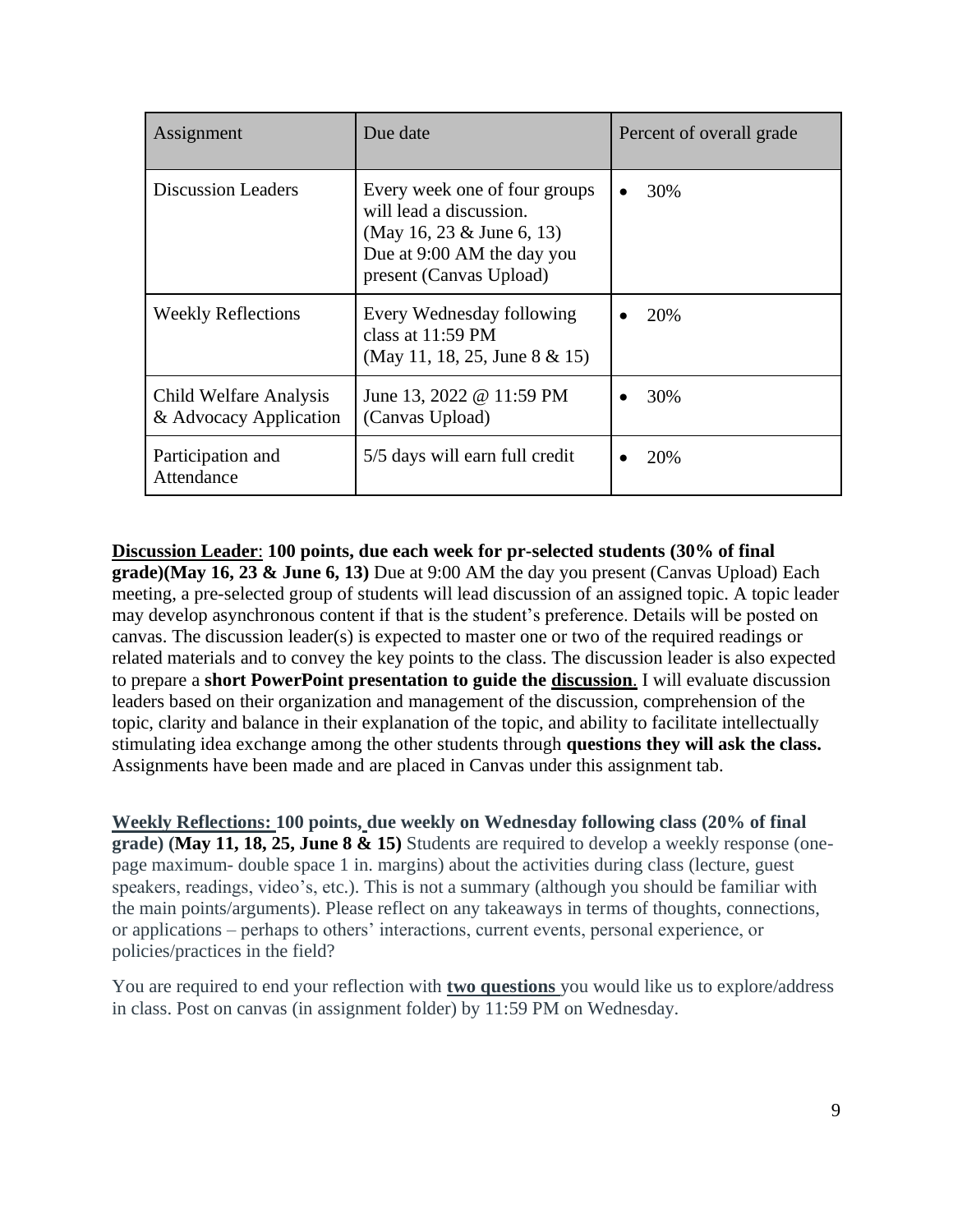| Assignment | Due date | Percent of overall grade |
| --- | --- | --- |
| Discussion Leaders | Every week one of four groups will lead a discussion. (May 16, 23 & June 6, 13) Due at 9:00 AM the day you present (Canvas Upload) | • 30% |
| Weekly Reflections | Every Wednesday following class at 11:59 PM (May 11, 18, 25, June 8 & 15) | • 20% |
| Child Welfare Analysis & Advocacy Application | June 13, 2022 @ 11:59 PM (Canvas Upload) | • 30% |
| Participation and Attendance | 5/5 days will earn full credit | • 20% |

**Discussion Leader**: **100 points, due each week for pr-selected students (30% of final grade)(May 16, 23 & June 6, 13)** Due at 9:00 AM the day you present (Canvas Upload) Each meeting, a pre-selected group of students will lead discussion of an assigned topic. A topic leader may develop asynchronous content if that is the student's preference. Details will be posted on canvas. The discussion leader(s) is expected to master one or two of the required readings or related materials and to convey the key points to the class. The discussion leader is also expected to prepare a **short PowerPoint presentation to guide the discussion**. I will evaluate discussion leaders based on their organization and management of the discussion, comprehension of the topic, clarity and balance in their explanation of the topic, and ability to facilitate intellectually stimulating idea exchange among the other students through **questions they will ask the class.** Assignments have been made and are placed in Canvas under this assignment tab.

**Weekly Reflections: 100 points, due weekly on Wednesday following class (20% of final grade) (May 11, 18, 25, June 8 & 15)** Students are required to develop a weekly response (one-page maximum- double space 1 in. margins) about the activities during class (lecture, guest speakers, readings, video's, etc.). This is not a summary (although you should be familiar with the main points/arguments). Please reflect on any takeaways in terms of thoughts, connections, or applications – perhaps to others' interactions, current events, personal experience, or policies/practices in the field?

You are required to end your reflection with **two questions** you would like us to explore/address in class. Post on canvas (in assignment folder) by 11:59 PM on Wednesday.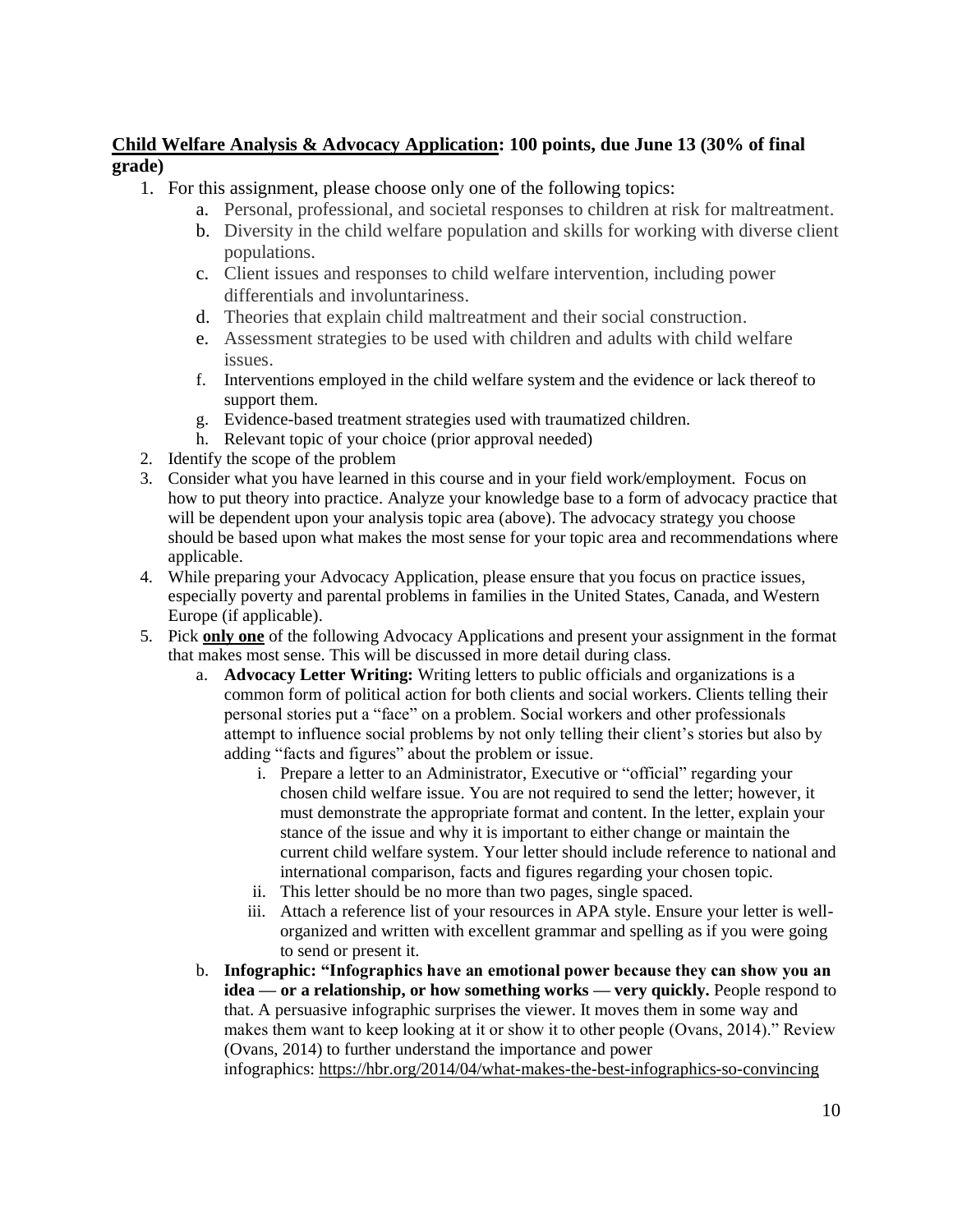**Child Welfare Analysis & Advocacy Application: 100 points, due June 13 (30% of final grade)**

1. For this assignment, please choose only one of the following topics:
    a. Personal, professional, and societal responses to children at risk for maltreatment.
    b. Diversity in the child welfare population and skills for working with diverse client populations.
    c. Client issues and responses to child welfare intervention, including power differentials and involuntariness.
    d. Theories that explain child maltreatment and their social construction.
    e. Assessment strategies to be used with children and adults with child welfare issues.
    f. Interventions employed in the child welfare system and the evidence or lack thereof to support them.
    g. Evidence-based treatment strategies used with traumatized children.
    h. Relevant topic of your choice (prior approval needed)
2. Identify the scope of the problem
3. Consider what you have learned in this course and in your field work/employment. Focus on how to put theory into practice. Analyze your knowledge base to a form of advocacy practice that will be dependent upon your analysis topic area (above). The advocacy strategy you choose should be based upon what makes the most sense for your topic area and recommendations where applicable.
4. While preparing your Advocacy Application, please ensure that you focus on practice issues, especially poverty and parental problems in families in the United States, Canada, and Western Europe (if applicable).
5. Pick **only one** of the following Advocacy Applications and present your assignment in the format that makes most sense. This will be discussed in more detail during class.
    a. **Advocacy Letter Writing:** Writing letters to public officials and organizations is a common form of political action for both clients and social workers. Clients telling their personal stories put a "face" on a problem. Social workers and other professionals attempt to influence social problems by not only telling their client's stories but also by adding "facts and figures" about the problem or issue.
        i. Prepare a letter to an Administrator, Executive or "official" regarding your chosen child welfare issue. You are not required to send the letter; however, it must demonstrate the appropriate format and content. In the letter, explain your stance of the issue and why it is important to either change or maintain the current child welfare system. Your letter should include reference to national and international comparison, facts and figures regarding your chosen topic.
        ii. This letter should be no more than two pages, single spaced.
        iii. Attach a reference list of your resources in APA style. Ensure your letter is well-organized and written with excellent grammar and spelling as if you were going to send or present it.
    b. **Infographic: "Infographics have an emotional power because they can show you an idea — or a relationship, or how something works — very quickly.** People respond to that. A persuasive infographic surprises the viewer. It moves them in some way and makes them want to keep looking at it or show it to other people (Ovans, 2014)." Review (Ovans, 2014) to further understand the importance and power infographics: https://hbr.org/2014/04/what-makes-the-best-infographics-so-convincing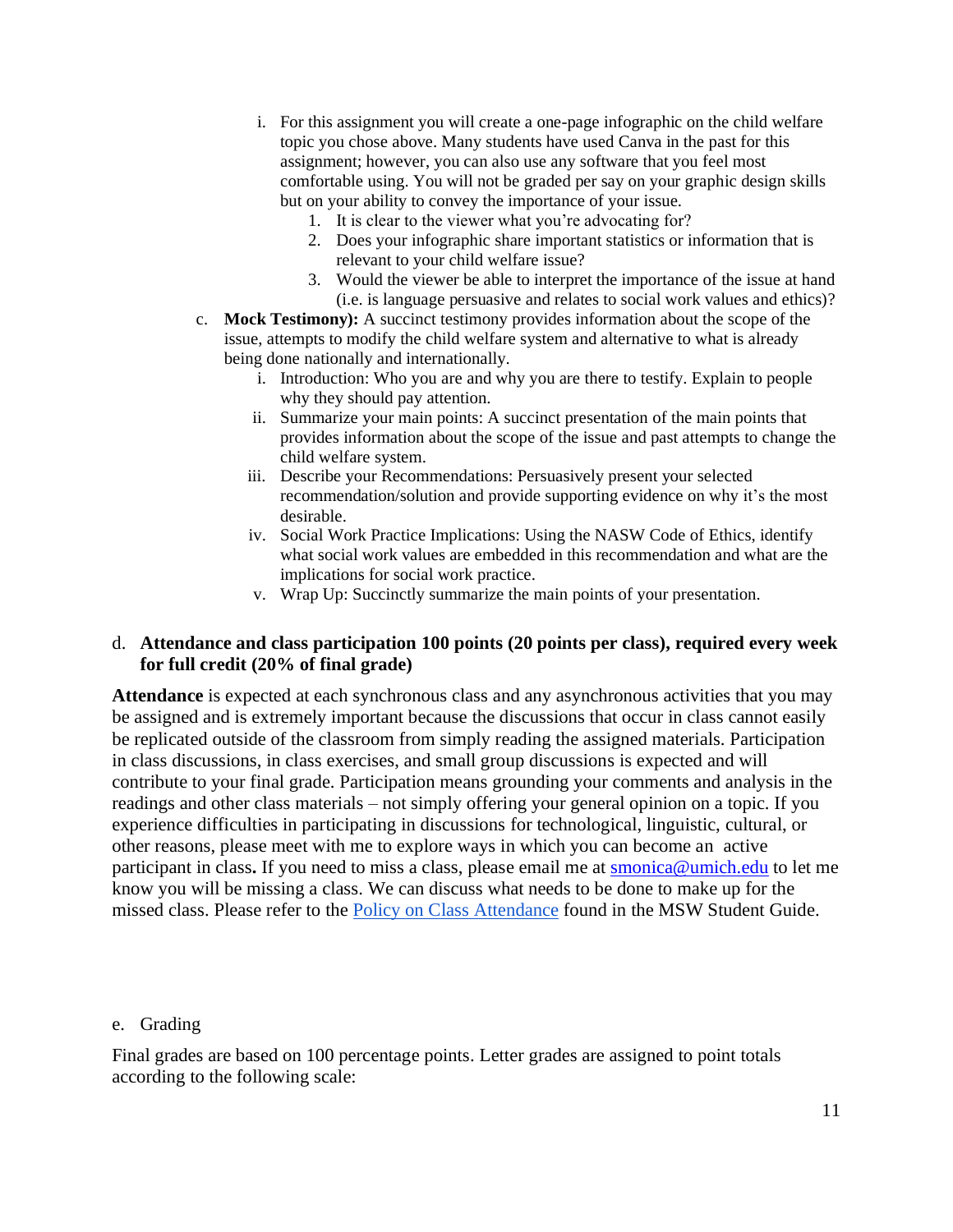i. For this assignment you will create a one-page infographic on the child welfare topic you chose above. Many students have used Canva in the past for this assignment; however, you can also use any software that you feel most comfortable using. You will not be graded per say on your graphic design skills but on your ability to convey the importance of your issue.
   1. It is clear to the viewer what you're advocating for?
   2. Does your infographic share important statistics or information that is relevant to your child welfare issue?
   3. Would the viewer be able to interpret the importance of the issue at hand (i.e. is language persuasive and relates to social work values and ethics)?

c. **Mock Testimony):** A succinct testimony provides information about the scope of the issue, attempts to modify the child welfare system and alternative to what is already being done nationally and internationally.
   i. Introduction: Who you are and why you are there to testify. Explain to people why they should pay attention.
   ii. Summarize your main points: A succinct presentation of the main points that provides information about the scope of the issue and past attempts to change the child welfare system.
   iii. Describe your Recommendations: Persuasively present your selected recommendation/solution and provide supporting evidence on why it's the most desirable.
   iv. Social Work Practice Implications: Using the NASW Code of Ethics, identify what social work values are embedded in this recommendation and what are the implications for social work practice.
   v. Wrap Up: Succinctly summarize the main points of your presentation.

d. **Attendance and class participation 100 points (20 points per class), required every week for full credit (20% of final grade)**

**Attendance** is expected at each synchronous class and any asynchronous activities that you may be assigned and is extremely important because the discussions that occur in class cannot easily be replicated outside of the classroom from simply reading the assigned materials. Participation in class discussions, in class exercises, and small group discussions is expected and will contribute to your final grade. Participation means grounding your comments and analysis in the readings and other class materials – not simply offering your general opinion on a topic. If you experience difficulties in participating in discussions for technological, linguistic, cultural, or other reasons, please meet with me to explore ways in which you can become an active participant in class**.** If you need to miss a class, please email me at smonica@umich.edu to let me know you will be missing a class. We can discuss what needs to be done to make up for the missed class. Please refer to the Policy on Class Attendance found in the MSW Student Guide.

e. Grading

Final grades are based on 100 percentage points. Letter grades are assigned to point totals according to the following scale: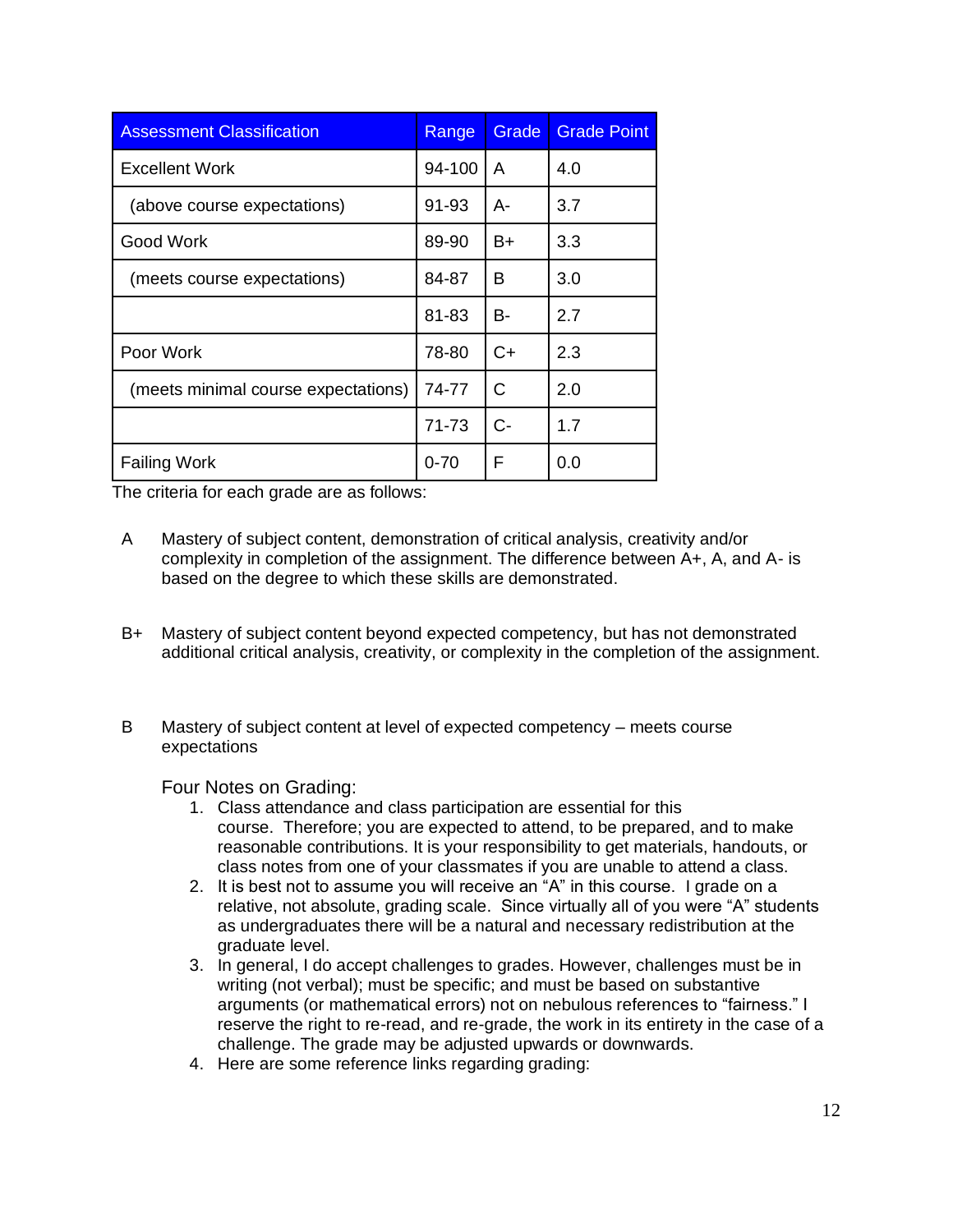| Assessment Classification | Range | Grade | Grade Point |
|---|---|---|---|
| Excellent Work | 94-100 | A | 4.0 |
| (above course expectations) | 91-93 | A- | 3.7 |
| Good Work | 89-90 | B+ | 3.3 |
| (meets course expectations) | 84-87 | B | 3.0 |
| | 81-83 | B- | 2.7 |
| Poor Work | 78-80 | C+ | 2.3 |
| (meets minimal course expectations) | 74-77 | C | 2.0 |
| | 71-73 | C- | 1.7 |
| Failing Work | 0-70 | F | 0.0 |

The criteria for each grade are as follows:

A Mastery of subject content, demonstration of critical analysis, creativity and/or complexity in completion of the assignment. The difference between A+, A, and A- is based on the degree to which these skills are demonstrated.

B+ Mastery of subject content beyond expected competency, but has not demonstrated additional critical analysis, creativity, or complexity in the completion of the assignment.

B Mastery of subject content at level of expected competency – meets course expectations

Four Notes on Grading:

1. Class attendance and class participation are essential for this course. Therefore; you are expected to attend, to be prepared, and to make reasonable contributions. It is your responsibility to get materials, handouts, or class notes from one of your classmates if you are unable to attend a class.
2. It is best not to assume you will receive an "A" in this course. I grade on a relative, not absolute, grading scale. Since virtually all of you were "A" students as undergraduates there will be a natural and necessary redistribution at the graduate level.
3. In general, I do accept challenges to grades. However, challenges must be in writing (not verbal); must be specific; and must be based on substantive arguments (or mathematical errors) not on nebulous references to "fairness." I reserve the right to re-read, and re-grade, the work in its entirety in the case of a challenge. The grade may be adjusted upwards or downwards.
4. Here are some reference links regarding grading: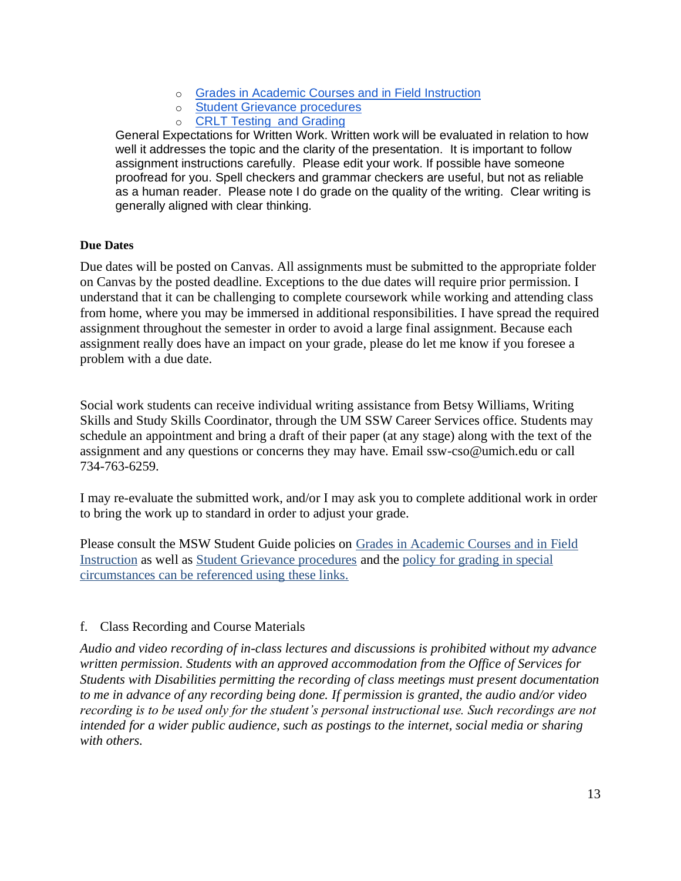- Grades in Academic Courses and in Field Instruction
  - Student Grievance procedures
  - CRLT Testing and Grading

General Expectations for Written Work. Written work will be evaluated in relation to how well it addresses the topic and the clarity of the presentation. It is important to follow assignment instructions carefully. Please edit your work. If possible have someone proofread for you. Spell checkers and grammar checkers are useful, but not as reliable as a human reader. Please note I do grade on the quality of the writing. Clear writing is generally aligned with clear thinking.

**Due Dates**

Due dates will be posted on Canvas. All assignments must be submitted to the appropriate folder on Canvas by the posted deadline. Exceptions to the due dates will require prior permission. I understand that it can be challenging to complete coursework while working and attending class from home, where you may be immersed in additional responsibilities. I have spread the required assignment throughout the semester in order to avoid a large final assignment. Because each assignment really does have an impact on your grade, please do let me know if you foresee a problem with a due date.

Social work students can receive individual writing assistance from Betsy Williams, Writing Skills and Study Skills Coordinator, through the UM SSW Career Services office. Students may schedule an appointment and bring a draft of their paper (at any stage) along with the text of the assignment and any questions or concerns they may have. Email ssw-cso@umich.edu or call 734-763-6259.

I may re-evaluate the submitted work, and/or I may ask you to complete additional work in order to bring the work up to standard in order to adjust your grade.

Please consult the MSW Student Guide policies on Grades in Academic Courses and in Field Instruction as well as Student Grievance procedures and the policy for grading in special circumstances can be referenced using these links.

f. Class Recording and Course Materials

*Audio and video recording of in-class lectures and discussions is prohibited without my advance written permission. Students with an approved accommodation from the Office of Services for Students with Disabilities permitting the recording of class meetings must present documentation to me in advance of any recording being done. If permission is granted, the audio and/or video recording is to be used only for the student's personal instructional use. Such recordings are not intended for a wider public audience, such as postings to the internet, social media or sharing with others.*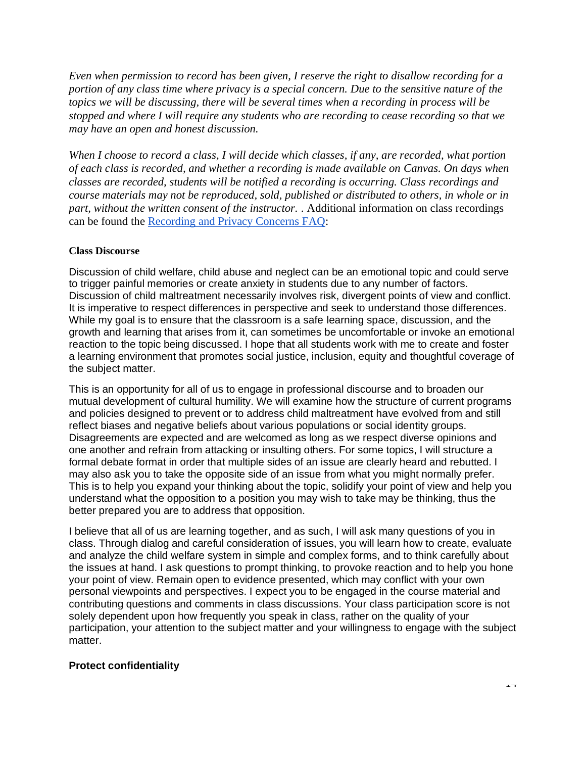*Even when permission to record has been given, I reserve the right to disallow recording for a portion of any class time where privacy is a special concern. Due to the sensitive nature of the topics we will be discussing, there will be several times when a recording in process will be stopped and where I will require any students who are recording to cease recording so that we may have an open and honest discussion.*

*When I choose to record a class, I will decide which classes, if any, are recorded, what portion of each class is recorded, and whether a recording is made available on Canvas. On days when classes are recorded, students will be notified a recording is occurring. Class recordings and course materials may not be reproduced, sold, published or distributed to others, in whole or in part, without the written consent of the instructor. .* Additional information on class recordings can be found the [Recording and Privacy Concerns FAQ](Recording and Privacy Concerns FAQ):

**Class Discourse**

Discussion of child welfare, child abuse and neglect can be an emotional topic and could serve to trigger painful memories or create anxiety in students due to any number of factors. Discussion of child maltreatment necessarily involves risk, divergent points of view and conflict. It is imperative to respect differences in perspective and seek to understand those differences. While my goal is to ensure that the classroom is a safe learning space, discussion, and the growth and learning that arises from it, can sometimes be uncomfortable or invoke an emotional reaction to the topic being discussed. I hope that all students work with me to create and foster a learning environment that promotes social justice, inclusion, equity and thoughtful coverage of the subject matter.

This is an opportunity for all of us to engage in professional discourse and to broaden our mutual development of cultural humility. We will examine how the structure of current programs and policies designed to prevent or to address child maltreatment have evolved from and still reflect biases and negative beliefs about various populations or social identity groups. Disagreements are expected and are welcomed as long as we respect diverse opinions and one another and refrain from attacking or insulting others. For some topics, I will structure a formal debate format in order that multiple sides of an issue are clearly heard and rebutted. I may also ask you to take the opposite side of an issue from what you might normally prefer. This is to help you expand your thinking about the topic, solidify your point of view and help you understand what the opposition to a position you may wish to take may be thinking, thus the better prepared you are to address that opposition.

I believe that all of us are learning together, and as such, I will ask many questions of you in class. Through dialog and careful consideration of issues, you will learn how to create, evaluate and analyze the child welfare system in simple and complex forms, and to think carefully about the issues at hand. I ask questions to prompt thinking, to provoke reaction and to help you hone your point of view. Remain open to evidence presented, which may conflict with your own personal viewpoints and perspectives. I expect you to be engaged in the course material and contributing questions and comments in class discussions. Your class participation score is not solely dependent upon how frequently you speak in class, rather on the quality of your participation, your attention to the subject matter and your willingness to engage with the subject matter.

**Protect confidentiality**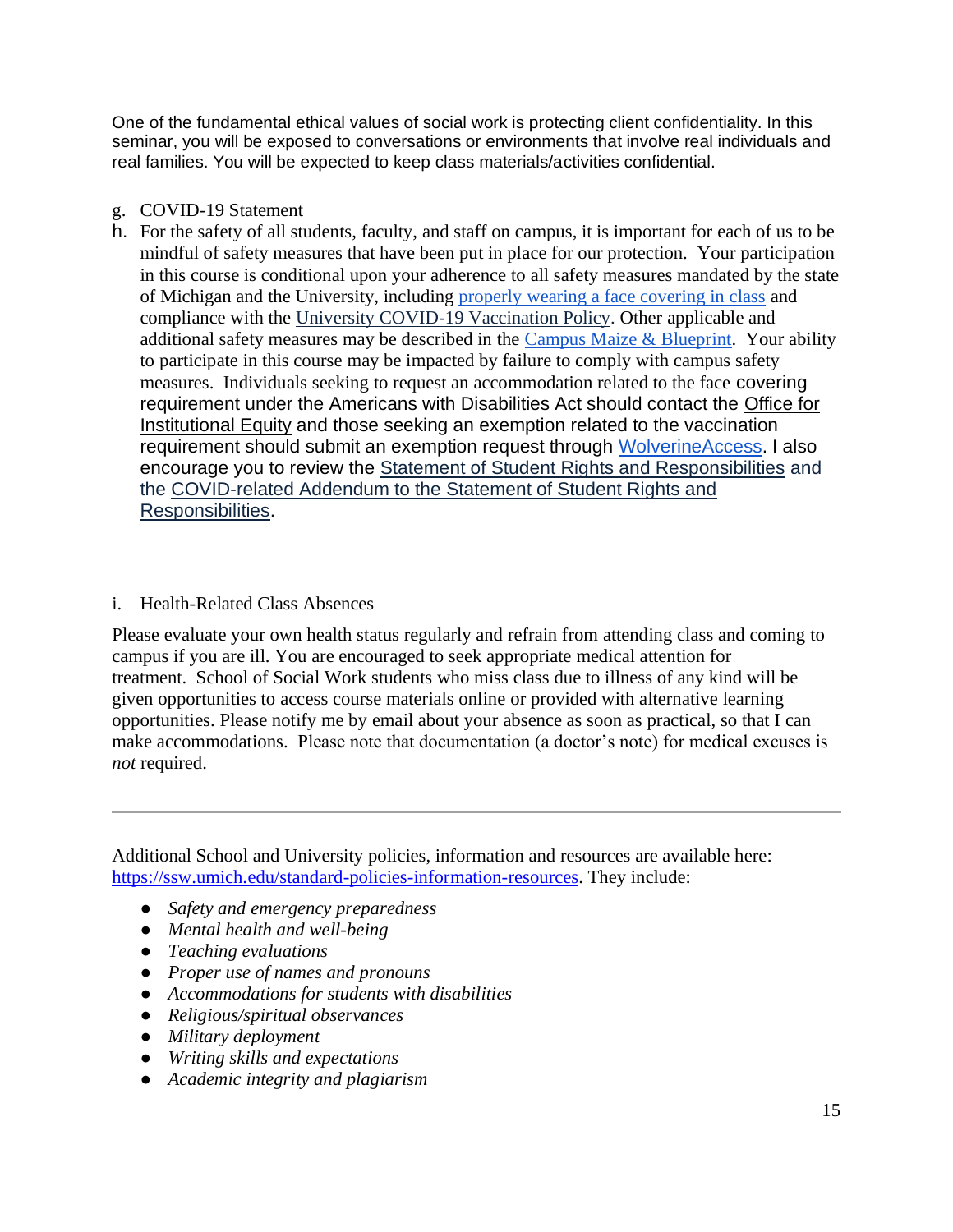One of the fundamental ethical values of social work is protecting client confidentiality. In this seminar, you will be exposed to conversations or environments that involve real individuals and real families. You will be expected to keep class materials/activities confidential.

g. COVID-19 Statement

h. For the safety of all students, faculty, and staff on campus, it is important for each of us to be mindful of safety measures that have been put in place for our protection. Your participation in this course is conditional upon your adherence to all safety measures mandated by the state of Michigan and the University, including properly wearing a face covering in class and compliance with the University COVID-19 Vaccination Policy. Other applicable and additional safety measures may be described in the Campus Maize & Blueprint. Your ability to participate in this course may be impacted by failure to comply with campus safety measures. Individuals seeking to request an accommodation related to the face covering requirement under the Americans with Disabilities Act should contact the Office for Institutional Equity and those seeking an exemption related to the vaccination requirement should submit an exemption request through WolverineAccess. I also encourage you to review the Statement of Student Rights and Responsibilities and the COVID-related Addendum to the Statement of Student Rights and Responsibilities.

i. Health-Related Class Absences

Please evaluate your own health status regularly and refrain from attending class and coming to campus if you are ill. You are encouraged to seek appropriate medical attention for treatment. School of Social Work students who miss class due to illness of any kind will be given opportunities to access course materials online or provided with alternative learning opportunities. Please notify me by email about your absence as soon as practical, so that I can make accommodations. Please note that documentation (a doctor's note) for medical excuses is *not* required.

---

Additional School and University policies, information and resources are available here: https://ssw.umich.edu/standard-policies-information-resources. They include:

- *Safety and emergency preparedness*
- *Mental health and well-being*
- *Teaching evaluations*
- *Proper use of names and pronouns*
- *Accommodations for students with disabilities*
- *Religious/spiritual observances*
- *Military deployment*
- *Writing skills and expectations*
- *Academic integrity and plagiarism*